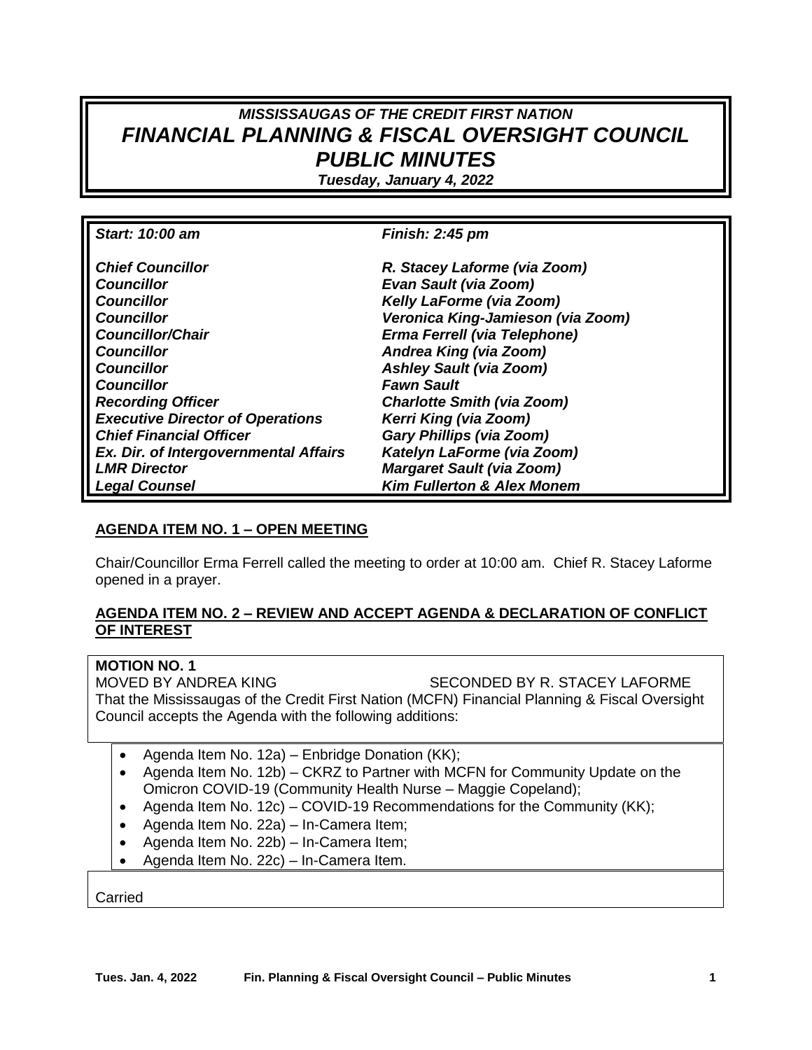# *MISSISSAUGAS OF THE CREDIT FIRST NATION*
# *FINANCIAL PLANNING & FISCAL OVERSIGHT COUNCIL PUBLIC MINUTES*

***Tuesday, January 4, 2022***

| | |
|---|---|
| ***Start: 10:00 am*** | ***Finish: 2:45 pm*** |
| ***Chief Councillor*** | ***R. Stacey Laforme (via Zoom)*** |
| ***Councillor*** | ***Evan Sault (via Zoom)*** |
| ***Councillor*** | ***Kelly LaForme (via Zoom)*** |
| ***Councillor*** | ***Veronica King-Jamieson (via Zoom)*** |
| ***Councillor/Chair*** | ***Erma Ferrell (via Telephone)*** |
| ***Councillor*** | ***Andrea King (via Zoom)*** |
| ***Councillor*** | ***Ashley Sault (via Zoom)*** |
| ***Councillor*** | ***Fawn Sault*** |
| ***Recording Officer*** | ***Charlotte Smith (via Zoom)*** |
| ***Executive Director of Operations*** | ***Kerri King (via Zoom)*** |
| ***Chief Financial Officer*** | ***Gary Phillips (via Zoom)*** |
| ***Ex. Dir. of Intergovernmental Affairs*** | ***Katelyn LaForme (via Zoom)*** |
| ***LMR Director*** | ***Margaret Sault (via Zoom)*** |
| ***Legal Counsel*** | ***Kim Fullerton & Alex Monem*** |

## AGENDA ITEM NO. 1 – OPEN MEETING

Chair/Councillor Erma Ferrell called the meeting to order at 10:00 am. Chief R. Stacey Laforme opened in a prayer.

## AGENDA ITEM NO. 2 – REVIEW AND ACCEPT AGENDA & DECLARATION OF CONFLICT OF INTEREST

**MOTION NO. 1**

MOVED BY ANDREA KING SECONDED BY R. STACEY LAFORME

That the Mississaugas of the Credit First Nation (MCFN) Financial Planning & Fiscal Oversight Council accepts the Agenda with the following additions:

- Agenda Item No. 12a) – Enbridge Donation (KK);
- Agenda Item No. 12b) – CKRZ to Partner with MCFN for Community Update on the Omicron COVID-19 (Community Health Nurse – Maggie Copeland);
- Agenda Item No. 12c) – COVID-19 Recommendations for the Community (KK);
- Agenda Item No. 22a) – In-Camera Item;
- Agenda Item No. 22b) – In-Camera Item;
- Agenda Item No. 22c) – In-Camera Item.

Carried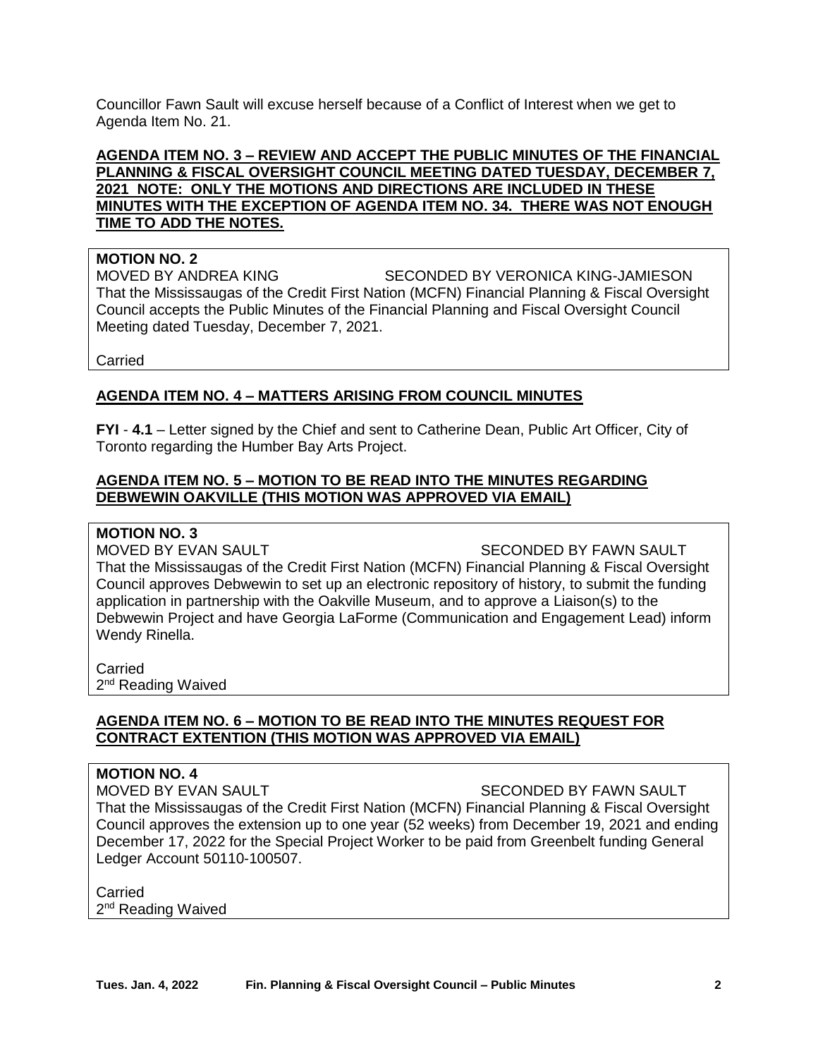Councillor Fawn Sault will excuse herself because of a Conflict of Interest when we get to Agenda Item No. 21.

**AGENDA ITEM NO. 3 – REVIEW AND ACCEPT THE PUBLIC MINUTES OF THE FINANCIAL PLANNING & FISCAL OVERSIGHT COUNCIL MEETING DATED TUESDAY, DECEMBER 7, 2021 NOTE: ONLY THE MOTIONS AND DIRECTIONS ARE INCLUDED IN THESE MINUTES WITH THE EXCEPTION OF AGENDA ITEM NO. 34. THERE WAS NOT ENOUGH TIME TO ADD THE NOTES.**

**MOTION NO. 2**

MOVED BY ANDREA KING SECONDED BY VERONICA KING-JAMIESON

That the Mississaugas of the Credit First Nation (MCFN) Financial Planning & Fiscal Oversight Council accepts the Public Minutes of the Financial Planning and Fiscal Oversight Council Meeting dated Tuesday, December 7, 2021.

Carried

**AGENDA ITEM NO. 4 – MATTERS ARISING FROM COUNCIL MINUTES**

**FYI** - **4.1** – Letter signed by the Chief and sent to Catherine Dean, Public Art Officer, City of Toronto regarding the Humber Bay Arts Project.

**AGENDA ITEM NO. 5 – MOTION TO BE READ INTO THE MINUTES REGARDING DEBWEWIN OAKVILLE (THIS MOTION WAS APPROVED VIA EMAIL)**

**MOTION NO. 3**

MOVED BY EVAN SAULT SECONDED BY FAWN SAULT

That the Mississaugas of the Credit First Nation (MCFN) Financial Planning & Fiscal Oversight Council approves Debwewin to set up an electronic repository of history, to submit the funding application in partnership with the Oakville Museum, and to approve a Liaison(s) to the Debwewin Project and have Georgia LaForme (Communication and Engagement Lead) inform Wendy Rinella.

Carried
2nd Reading Waived

**AGENDA ITEM NO. 6 – MOTION TO BE READ INTO THE MINUTES REQUEST FOR CONTRACT EXTENTION (THIS MOTION WAS APPROVED VIA EMAIL)**

**MOTION NO. 4**

MOVED BY EVAN SAULT SECONDED BY FAWN SAULT

That the Mississaugas of the Credit First Nation (MCFN) Financial Planning & Fiscal Oversight Council approves the extension up to one year (52 weeks) from December 19, 2021 and ending December 17, 2022 for the Special Project Worker to be paid from Greenbelt funding General Ledger Account 50110-100507.

Carried
2nd Reading Waived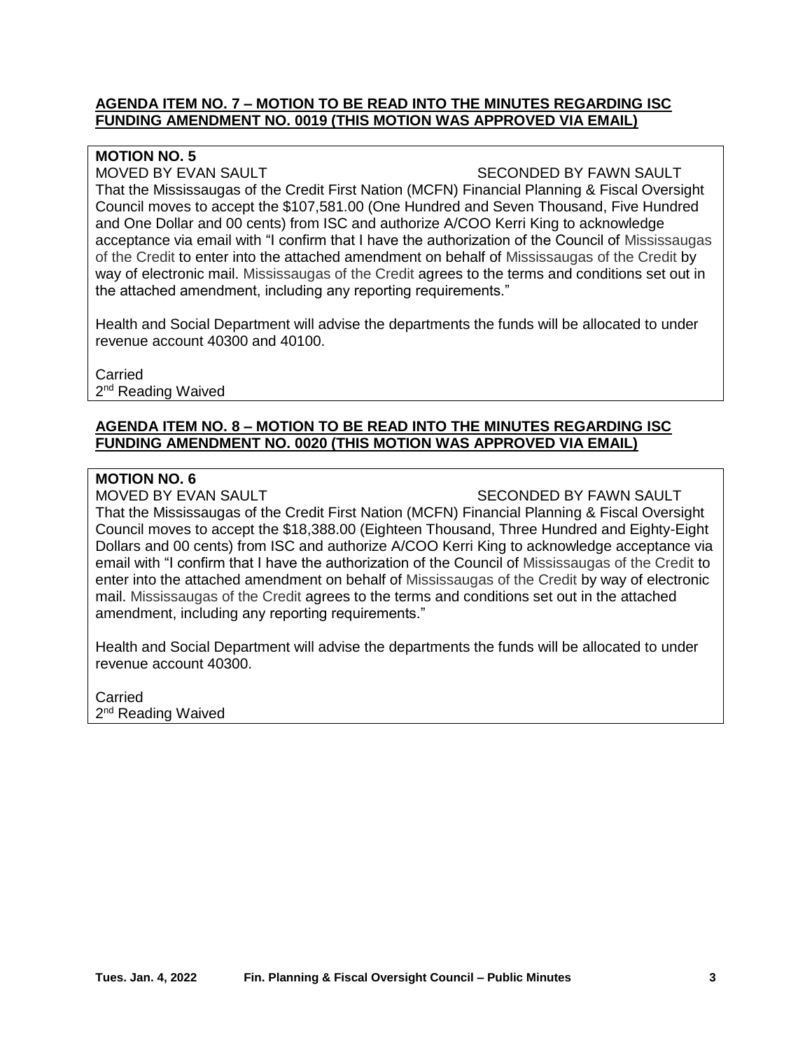**AGENDA ITEM NO. 7 – MOTION TO BE READ INTO THE MINUTES REGARDING ISC FUNDING AMENDMENT NO. 0019 (THIS MOTION WAS APPROVED VIA EMAIL)**

**MOTION NO. 5**

MOVED BY EVAN SAULT SECONDED BY FAWN SAULT

That the Mississaugas of the Credit First Nation (MCFN) Financial Planning & Fiscal Oversight Council moves to accept the $107,581.00 (One Hundred and Seven Thousand, Five Hundred and One Dollar and 00 cents) from ISC and authorize A/COO Kerri King to acknowledge acceptance via email with "I confirm that I have the authorization of the Council of Mississaugas of the Credit to enter into the attached amendment on behalf of Mississaugas of the Credit by way of electronic mail. Mississaugas of the Credit agrees to the terms and conditions set out in the attached amendment, including any reporting requirements."

Health and Social Department will advise the departments the funds will be allocated to under revenue account 40300 and 40100.

Carried
2nd Reading Waived

**AGENDA ITEM NO. 8 – MOTION TO BE READ INTO THE MINUTES REGARDING ISC FUNDING AMENDMENT NO. 0020 (THIS MOTION WAS APPROVED VIA EMAIL)**

**MOTION NO. 6**

MOVED BY EVAN SAULT SECONDED BY FAWN SAULT

That the Mississaugas of the Credit First Nation (MCFN) Financial Planning & Fiscal Oversight Council moves to accept the $18,388.00 (Eighteen Thousand, Three Hundred and Eighty-Eight Dollars and 00 cents) from ISC and authorize A/COO Kerri King to acknowledge acceptance via email with "I confirm that I have the authorization of the Council of Mississaugas of the Credit to enter into the attached amendment on behalf of Mississaugas of the Credit by way of electronic mail. Mississaugas of the Credit agrees to the terms and conditions set out in the attached amendment, including any reporting requirements."

Health and Social Department will advise the departments the funds will be allocated to under revenue account 40300.

Carried
2nd Reading Waived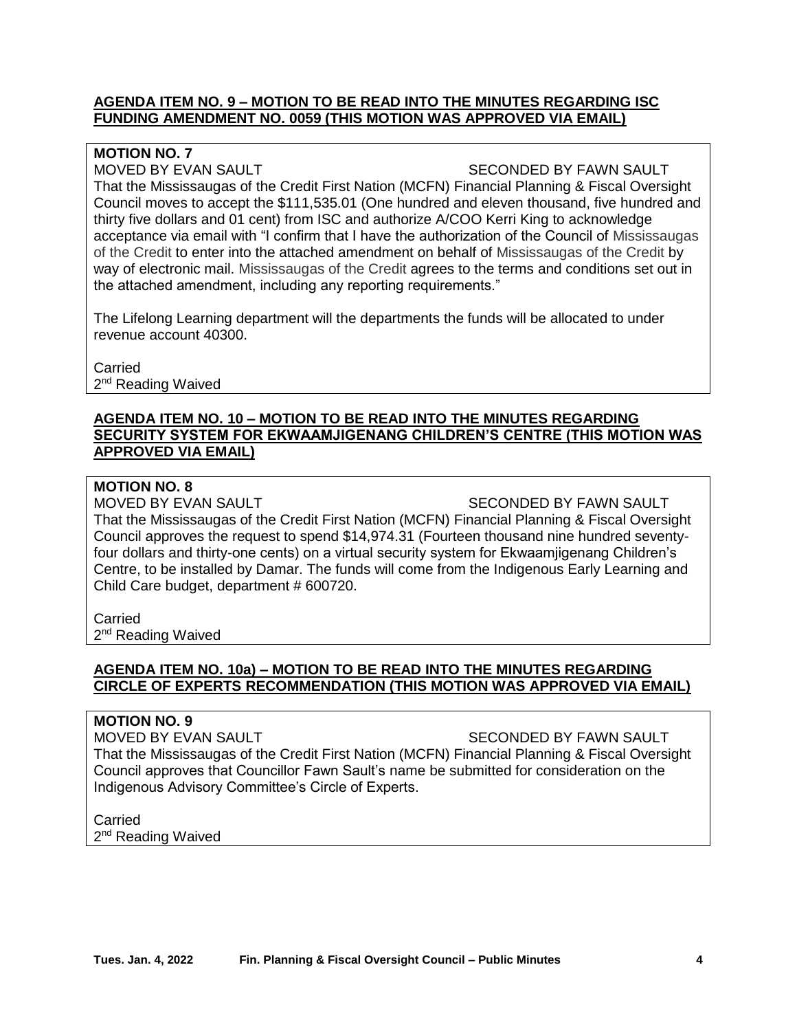**AGENDA ITEM NO. 9 – MOTION TO BE READ INTO THE MINUTES REGARDING ISC FUNDING AMENDMENT NO. 0059 (THIS MOTION WAS APPROVED VIA EMAIL)**

**MOTION NO. 7**

MOVED BY EVAN SAULT SECONDED BY FAWN SAULT

That the Mississaugas of the Credit First Nation (MCFN) Financial Planning & Fiscal Oversight Council moves to accept the $111,535.01 (One hundred and eleven thousand, five hundred and thirty five dollars and 01 cent) from ISC and authorize A/COO Kerri King to acknowledge acceptance via email with "I confirm that I have the authorization of the Council of Mississaugas of the Credit to enter into the attached amendment on behalf of Mississaugas of the Credit by way of electronic mail. Mississaugas of the Credit agrees to the terms and conditions set out in the attached amendment, including any reporting requirements."

The Lifelong Learning department will the departments the funds will be allocated to under revenue account 40300.

Carried
2nd Reading Waived

**AGENDA ITEM NO. 10 – MOTION TO BE READ INTO THE MINUTES REGARDING SECURITY SYSTEM FOR EKWAAMJIGENANG CHILDREN'S CENTRE (THIS MOTION WAS APPROVED VIA EMAIL)**

**MOTION NO. 8**

MOVED BY EVAN SAULT SECONDED BY FAWN SAULT

That the Mississaugas of the Credit First Nation (MCFN) Financial Planning & Fiscal Oversight Council approves the request to spend $14,974.31 (Fourteen thousand nine hundred seventy-four dollars and thirty-one cents) on a virtual security system for Ekwaamjigenang Children's Centre, to be installed by Damar. The funds will come from the Indigenous Early Learning and Child Care budget, department # 600720.

Carried
2nd Reading Waived

**AGENDA ITEM NO. 10a) – MOTION TO BE READ INTO THE MINUTES REGARDING CIRCLE OF EXPERTS RECOMMENDATION (THIS MOTION WAS APPROVED VIA EMAIL)**

**MOTION NO. 9**

MOVED BY EVAN SAULT SECONDED BY FAWN SAULT

That the Mississaugas of the Credit First Nation (MCFN) Financial Planning & Fiscal Oversight Council approves that Councillor Fawn Sault's name be submitted for consideration on the Indigenous Advisory Committee's Circle of Experts.

Carried
2nd Reading Waived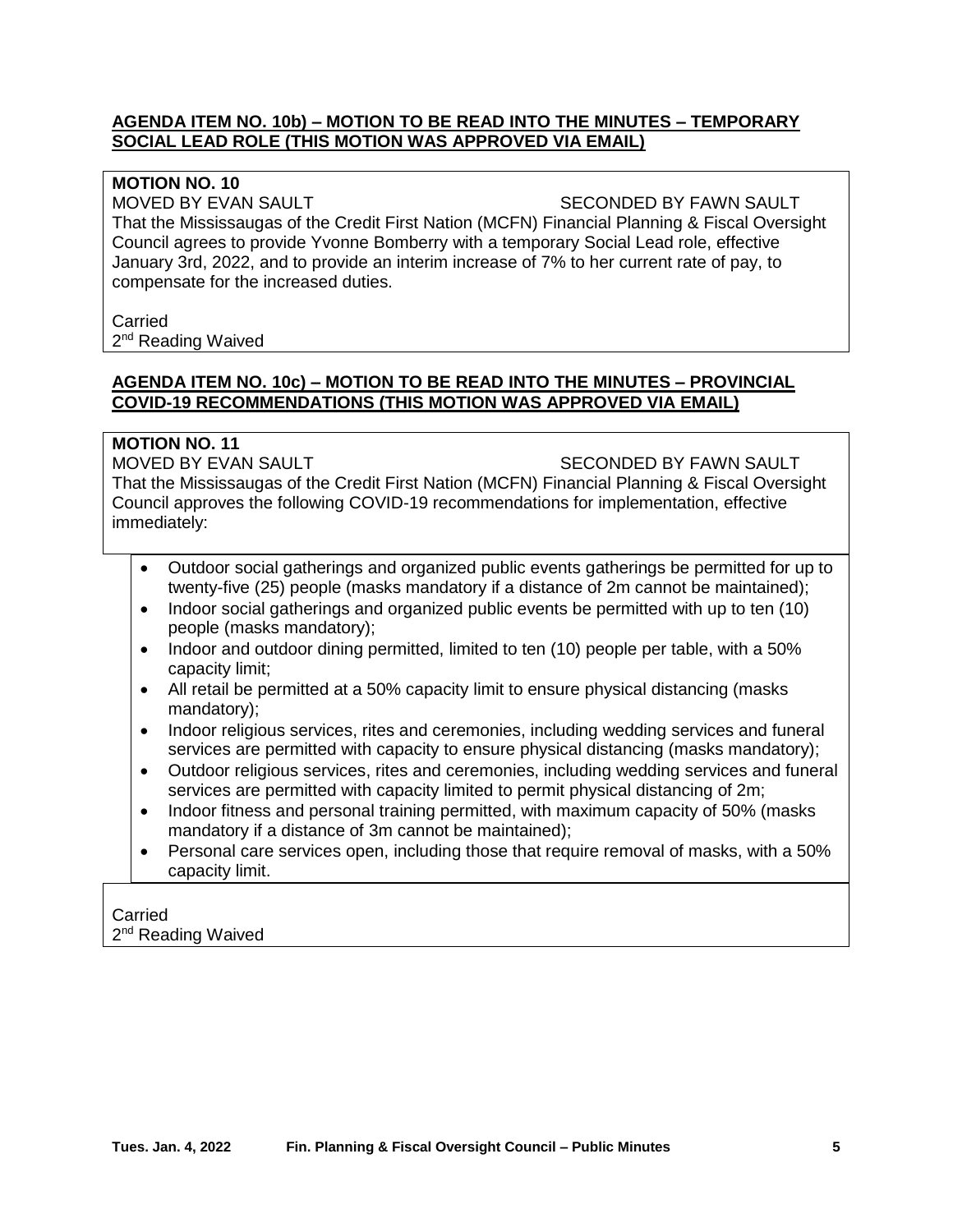**AGENDA ITEM NO. 10b) – MOTION TO BE READ INTO THE MINUTES – TEMPORARY SOCIAL LEAD ROLE (THIS MOTION WAS APPROVED VIA EMAIL)**

**MOTION NO. 10**

MOVED BY EVAN SAULT SECONDED BY FAWN SAULT

That the Mississaugas of the Credit First Nation (MCFN) Financial Planning & Fiscal Oversight Council agrees to provide Yvonne Bomberry with a temporary Social Lead role, effective January 3rd, 2022, and to provide an interim increase of 7% to her current rate of pay, to compensate for the increased duties.

Carried

2nd Reading Waived

**AGENDA ITEM NO. 10c) – MOTION TO BE READ INTO THE MINUTES – PROVINCIAL COVID-19 RECOMMENDATIONS (THIS MOTION WAS APPROVED VIA EMAIL)**

**MOTION NO. 11**

MOVED BY EVAN SAULT SECONDED BY FAWN SAULT

That the Mississaugas of the Credit First Nation (MCFN) Financial Planning & Fiscal Oversight Council approves the following COVID-19 recommendations for implementation, effective immediately:

- Outdoor social gatherings and organized public events gatherings be permitted for up to twenty-five (25) people (masks mandatory if a distance of 2m cannot be maintained);
- Indoor social gatherings and organized public events be permitted with up to ten (10) people (masks mandatory);
- Indoor and outdoor dining permitted, limited to ten (10) people per table, with a 50% capacity limit;
- All retail be permitted at a 50% capacity limit to ensure physical distancing (masks mandatory);
- Indoor religious services, rites and ceremonies, including wedding services and funeral services are permitted with capacity to ensure physical distancing (masks mandatory);
- Outdoor religious services, rites and ceremonies, including wedding services and funeral services are permitted with capacity limited to permit physical distancing of 2m;
- Indoor fitness and personal training permitted, with maximum capacity of 50% (masks mandatory if a distance of 3m cannot be maintained);
- Personal care services open, including those that require removal of masks, with a 50% capacity limit.

Carried

2nd Reading Waived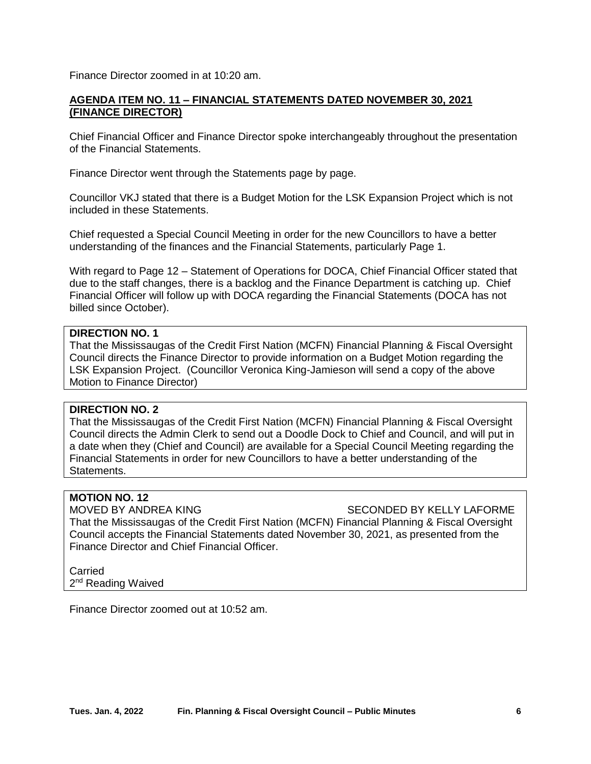Finance Director zoomed in at 10:20 am.

**AGENDA ITEM NO. 11 – FINANCIAL STATEMENTS DATED NOVEMBER 30, 2021 (FINANCE DIRECTOR)**

Chief Financial Officer and Finance Director spoke interchangeably throughout the presentation of the Financial Statements.

Finance Director went through the Statements page by page.

Councillor VKJ stated that there is a Budget Motion for the LSK Expansion Project which is not included in these Statements.

Chief requested a Special Council Meeting in order for the new Councillors to have a better understanding of the finances and the Financial Statements, particularly Page 1.

With regard to Page 12 – Statement of Operations for DOCA, Chief Financial Officer stated that due to the staff changes, there is a backlog and the Finance Department is catching up. Chief Financial Officer will follow up with DOCA regarding the Financial Statements (DOCA has not billed since October).

**DIRECTION NO. 1**
That the Mississaugas of the Credit First Nation (MCFN) Financial Planning & Fiscal Oversight Council directs the Finance Director to provide information on a Budget Motion regarding the LSK Expansion Project. (Councillor Veronica King-Jamieson will send a copy of the above Motion to Finance Director)

**DIRECTION NO. 2**
That the Mississaugas of the Credit First Nation (MCFN) Financial Planning & Fiscal Oversight Council directs the Admin Clerk to send out a Doodle Dock to Chief and Council, and will put in a date when they (Chief and Council) are available for a Special Council Meeting regarding the Financial Statements in order for new Councillors to have a better understanding of the Statements.

**MOTION NO. 12**
MOVED BY ANDREA KING SECONDED BY KELLY LAFORME
That the Mississaugas of the Credit First Nation (MCFN) Financial Planning & Fiscal Oversight Council accepts the Financial Statements dated November 30, 2021, as presented from the Finance Director and Chief Financial Officer.

Carried
2nd Reading Waived

Finance Director zoomed out at 10:52 am.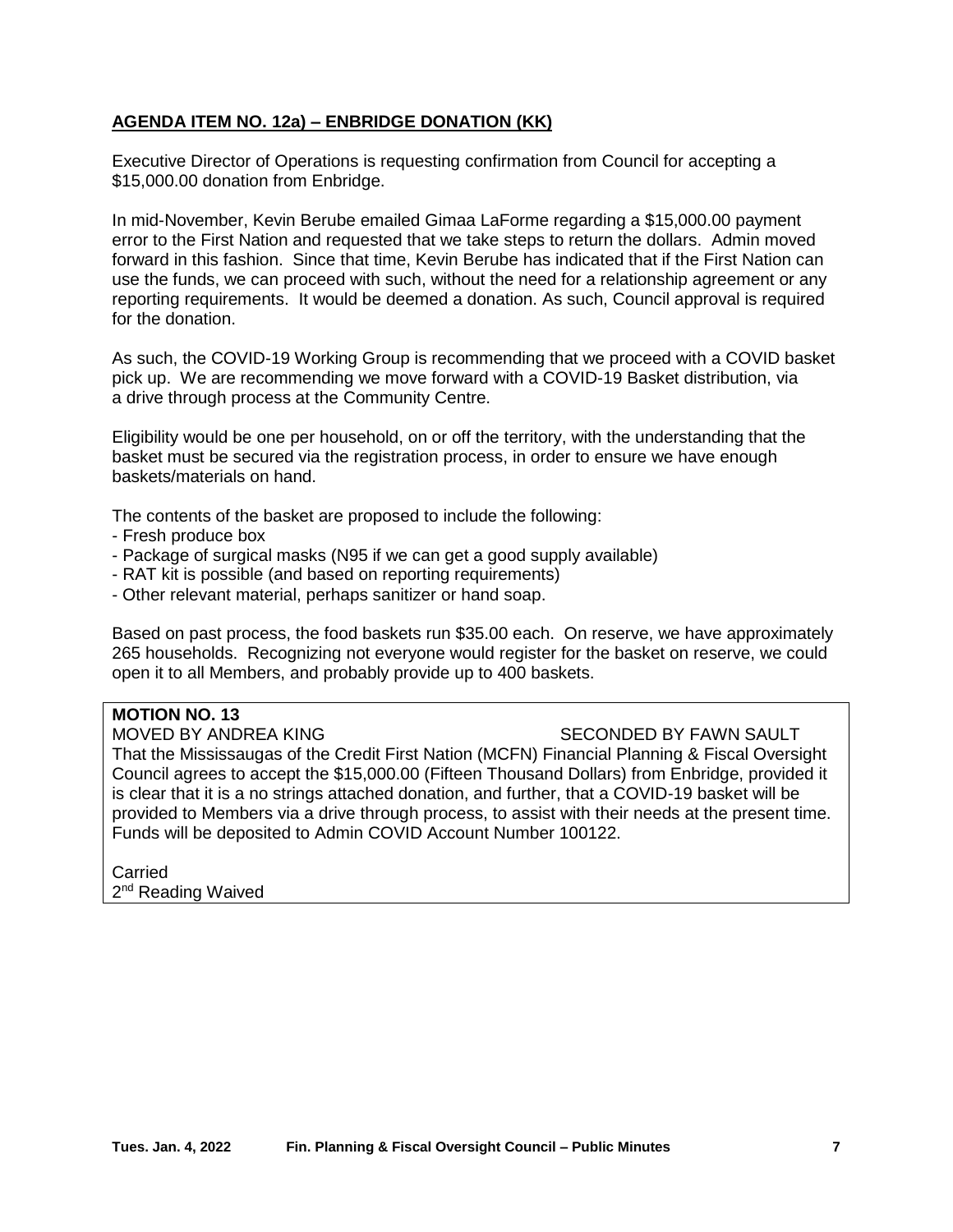## AGENDA ITEM NO. 12a) – ENBRIDGE DONATION (KK)

Executive Director of Operations is requesting confirmation from Council for accepting a $15,000.00 donation from Enbridge.

In mid-November, Kevin Berube emailed Gimaa LaForme regarding a $15,000.00 payment error to the First Nation and requested that we take steps to return the dollars. Admin moved forward in this fashion. Since that time, Kevin Berube has indicated that if the First Nation can use the funds, we can proceed with such, without the need for a relationship agreement or any reporting requirements. It would be deemed a donation. As such, Council approval is required for the donation.

As such, the COVID-19 Working Group is recommending that we proceed with a COVID basket pick up. We are recommending we move forward with a COVID-19 Basket distribution, via a drive through process at the Community Centre.

Eligibility would be one per household, on or off the territory, with the understanding that the basket must be secured via the registration process, in order to ensure we have enough baskets/materials on hand.

The contents of the basket are proposed to include the following:
- Fresh produce box
- Package of surgical masks (N95 if we can get a good supply available)
- RAT kit is possible (and based on reporting requirements)
- Other relevant material, perhaps sanitizer or hand soap.

Based on past process, the food baskets run $35.00 each. On reserve, we have approximately 265 households. Recognizing not everyone would register for the basket on reserve, we could open it to all Members, and probably provide up to 400 baskets.

**MOTION NO. 13**
MOVED BY ANDREA KING SECONDED BY FAWN SAULT
That the Mississaugas of the Credit First Nation (MCFN) Financial Planning & Fiscal Oversight Council agrees to accept the $15,000.00 (Fifteen Thousand Dollars) from Enbridge, provided it is clear that it is a no strings attached donation, and further, that a COVID-19 basket will be provided to Members via a drive through process, to assist with their needs at the present time. Funds will be deposited to Admin COVID Account Number 100122.

Carried
2nd Reading Waived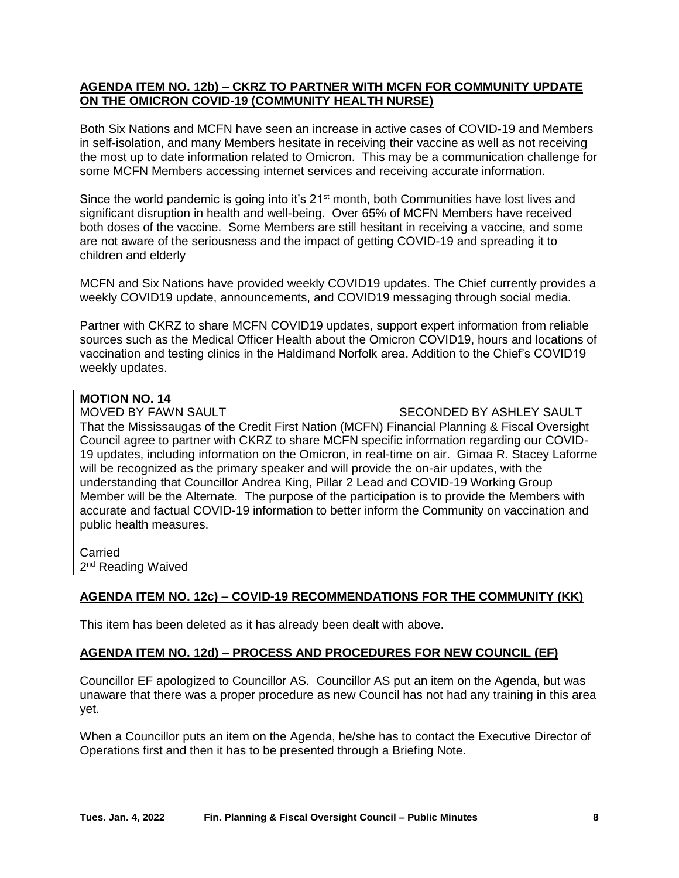**AGENDA ITEM NO. 12b) – CKRZ TO PARTNER WITH MCFN FOR COMMUNITY UPDATE ON THE OMICRON COVID-19 (COMMUNITY HEALTH NURSE)**

Both Six Nations and MCFN have seen an increase in active cases of COVID-19 and Members in self-isolation, and many Members hesitate in receiving their vaccine as well as not receiving the most up to date information related to Omicron. This may be a communication challenge for some MCFN Members accessing internet services and receiving accurate information.

Since the world pandemic is going into it's 21st month, both Communities have lost lives and significant disruption in health and well-being. Over 65% of MCFN Members have received both doses of the vaccine. Some Members are still hesitant in receiving a vaccine, and some are not aware of the seriousness and the impact of getting COVID-19 and spreading it to children and elderly

MCFN and Six Nations have provided weekly COVID19 updates. The Chief currently provides a weekly COVID19 update, announcements, and COVID19 messaging through social media.

Partner with CKRZ to share MCFN COVID19 updates, support expert information from reliable sources such as the Medical Officer Health about the Omicron COVID19, hours and locations of vaccination and testing clinics in the Haldimand Norfolk area. Addition to the Chief's COVID19 weekly updates.

**MOTION NO. 14**
MOVED BY FAWN SAULT SECONDED BY ASHLEY SAULT
That the Mississaugas of the Credit First Nation (MCFN) Financial Planning & Fiscal Oversight Council agree to partner with CKRZ to share MCFN specific information regarding our COVID-19 updates, including information on the Omicron, in real-time on air. Gimaa R. Stacey Laforme will be recognized as the primary speaker and will provide the on-air updates, with the understanding that Councillor Andrea King, Pillar 2 Lead and COVID-19 Working Group Member will be the Alternate. The purpose of the participation is to provide the Members with accurate and factual COVID-19 information to better inform the Community on vaccination and public health measures.

Carried
2nd Reading Waived

**AGENDA ITEM NO. 12c) – COVID-19 RECOMMENDATIONS FOR THE COMMUNITY (KK)**

This item has been deleted as it has already been dealt with above.

**AGENDA ITEM NO. 12d) – PROCESS AND PROCEDURES FOR NEW COUNCIL (EF)**

Councillor EF apologized to Councillor AS. Councillor AS put an item on the Agenda, but was unaware that there was a proper procedure as new Council has not had any training in this area yet.

When a Councillor puts an item on the Agenda, he/she has to contact the Executive Director of Operations first and then it has to be presented through a Briefing Note.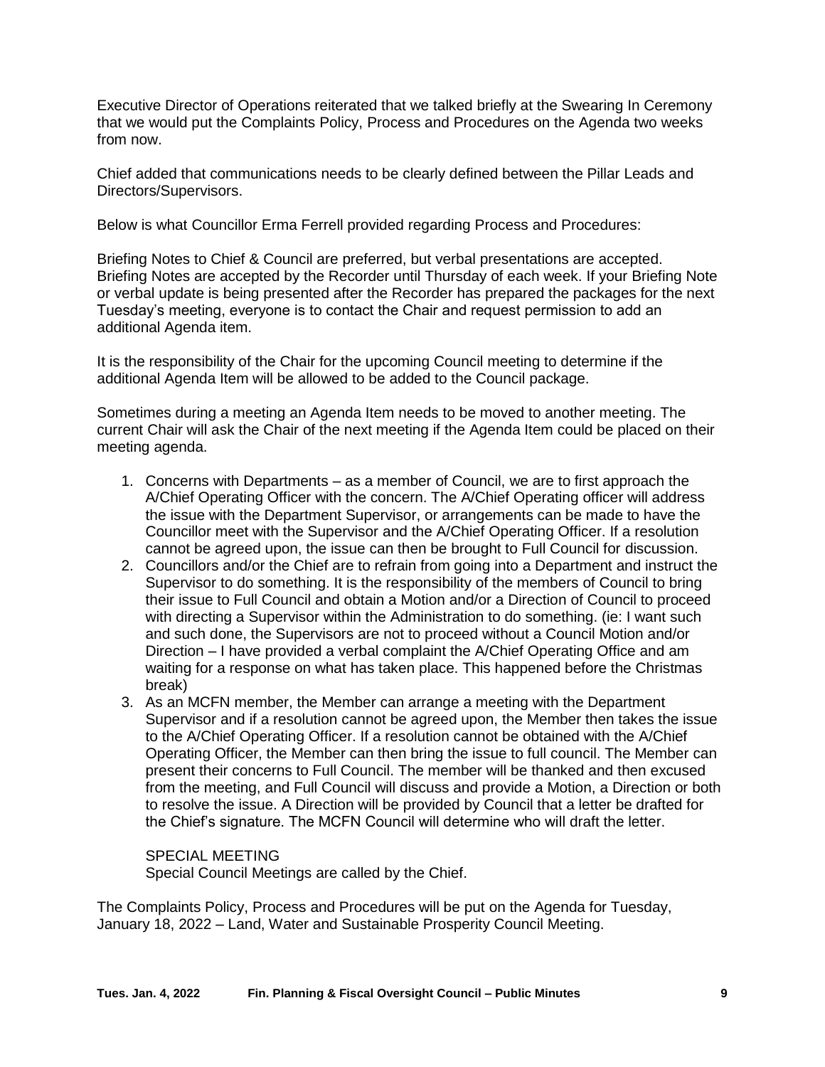Executive Director of Operations reiterated that we talked briefly at the Swearing In Ceremony that we would put the Complaints Policy, Process and Procedures on the Agenda two weeks from now.

Chief added that communications needs to be clearly defined between the Pillar Leads and Directors/Supervisors.

Below is what Councillor Erma Ferrell provided regarding Process and Procedures:

Briefing Notes to Chief & Council are preferred, but verbal presentations are accepted. Briefing Notes are accepted by the Recorder until Thursday of each week. If your Briefing Note or verbal update is being presented after the Recorder has prepared the packages for the next Tuesday's meeting, everyone is to contact the Chair and request permission to add an additional Agenda item.

It is the responsibility of the Chair for the upcoming Council meeting to determine if the additional Agenda Item will be allowed to be added to the Council package.

Sometimes during a meeting an Agenda Item needs to be moved to another meeting. The current Chair will ask the Chair of the next meeting if the Agenda Item could be placed on their meeting agenda.

1. Concerns with Departments – as a member of Council, we are to first approach the A/Chief Operating Officer with the concern. The A/Chief Operating officer will address the issue with the Department Supervisor, or arrangements can be made to have the Councillor meet with the Supervisor and the A/Chief Operating Officer. If a resolution cannot be agreed upon, the issue can then be brought to Full Council for discussion.
2. Councillors and/or the Chief are to refrain from going into a Department and instruct the Supervisor to do something. It is the responsibility of the members of Council to bring their issue to Full Council and obtain a Motion and/or a Direction of Council to proceed with directing a Supervisor within the Administration to do something. (ie: I want such and such done, the Supervisors are not to proceed without a Council Motion and/or Direction – I have provided a verbal complaint the A/Chief Operating Office and am waiting for a response on what has taken place. This happened before the Christmas break)
3. As an MCFN member, the Member can arrange a meeting with the Department Supervisor and if a resolution cannot be agreed upon, the Member then takes the issue to the A/Chief Operating Officer. If a resolution cannot be obtained with the A/Chief Operating Officer, the Member can then bring the issue to full council. The Member can present their concerns to Full Council. The member will be thanked and then excused from the meeting, and Full Council will discuss and provide a Motion, a Direction or both to resolve the issue. A Direction will be provided by Council that a letter be drafted for the Chief's signature. The MCFN Council will determine who will draft the letter.

   SPECIAL MEETING
   Special Council Meetings are called by the Chief.

The Complaints Policy, Process and Procedures will be put on the Agenda for Tuesday, January 18, 2022 – Land, Water and Sustainable Prosperity Council Meeting.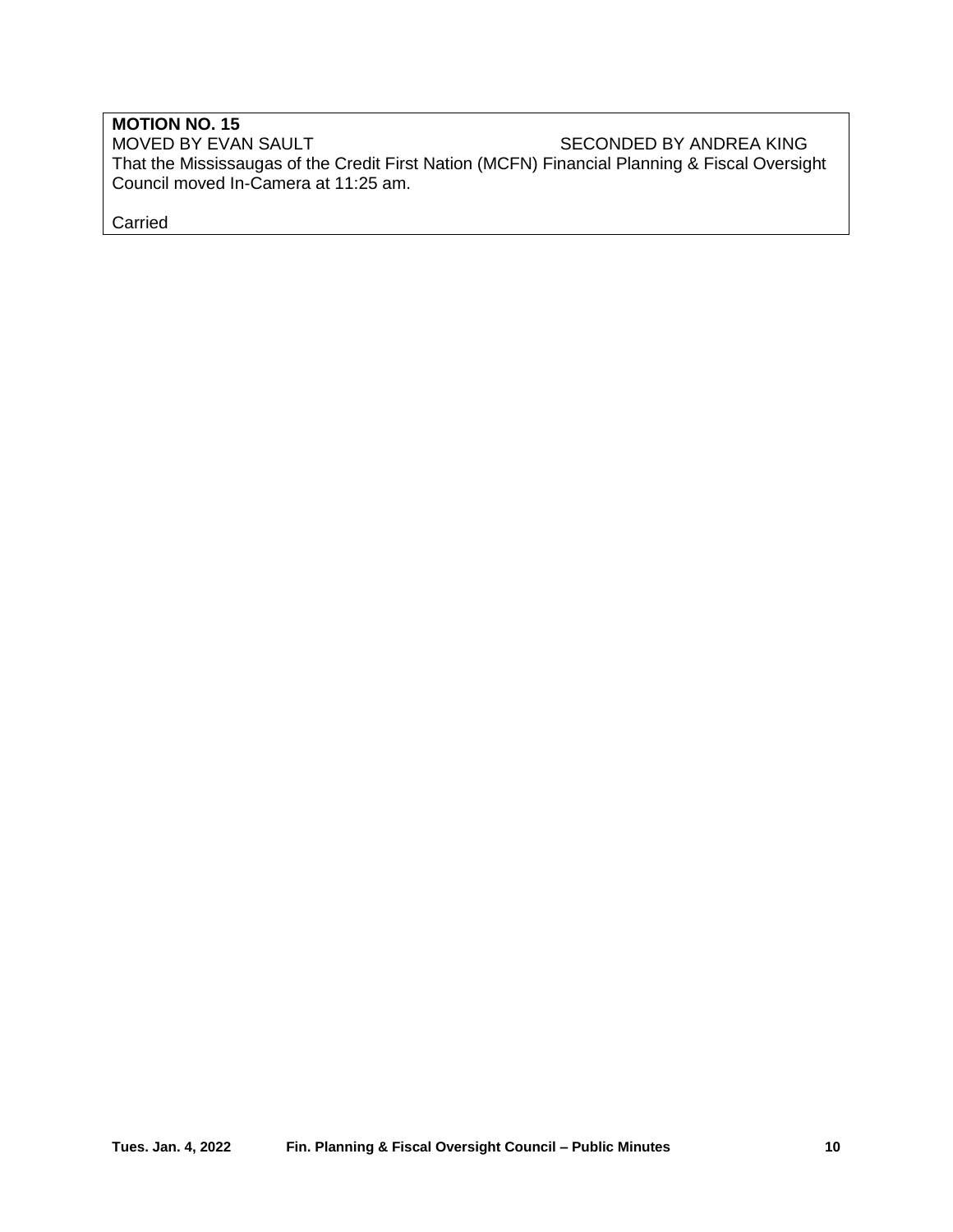**MOTION NO. 15**
MOVED BY EVAN SAULT SECONDED BY ANDREA KING
That the Mississaugas of the Credit First Nation (MCFN) Financial Planning & Fiscal Oversight Council moved In-Camera at 11:25 am.

Carried